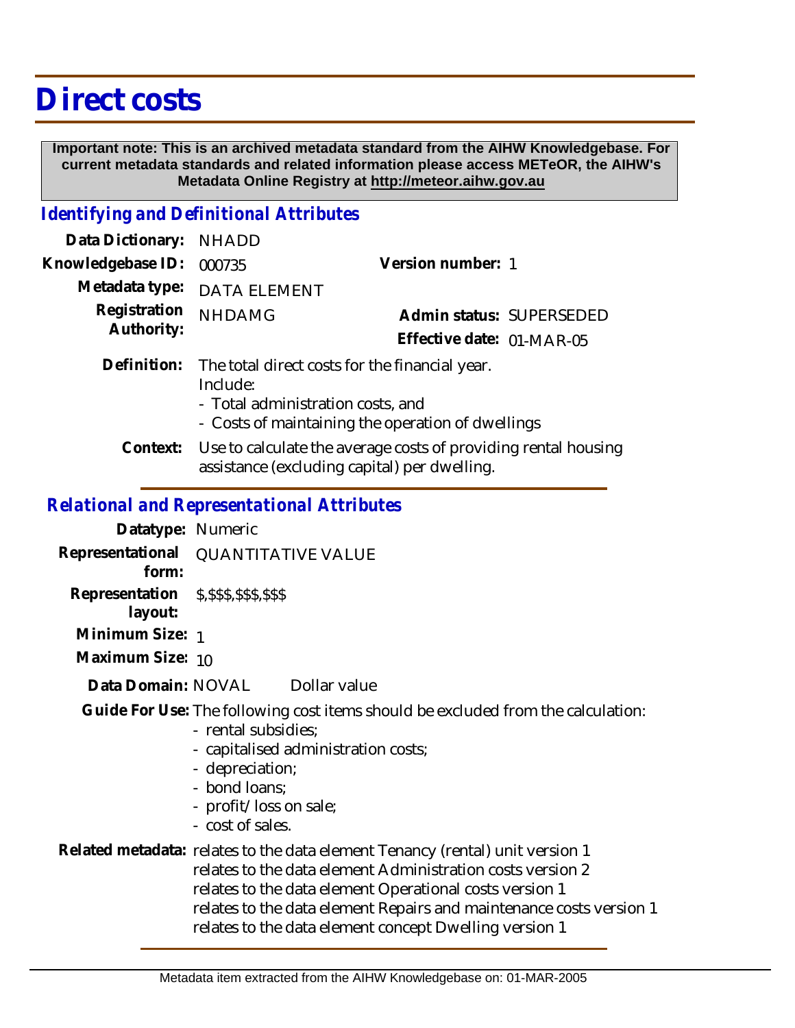# Direct costs

**Important note: This is an archived metadata standard from the AIHW Knowledgebase. For current metadata standards and related information please access METeOR, the AIHW's Metadata Online Registry at http://meteor.aihw.gov.au**

## Identifying and Definitional Attributes

| | | | |
|---|---|---|---|
| Data Dictionary: | NHADD | | |
| Knowledgebase ID: | 000735 | Version number: | 1 |
| Metadata type: | DATA ELEMENT | | |
| Registration Authority: | NHDAMG | Admin status: | SUPERSEDED |
| | | Effective date: | 01-MAR-05 |

**Definition:** The total direct costs for the financial year.
Include:
- Total administration costs, and
- Costs of maintaining the operation of dwellings

**Context:** Use to calculate the average costs of providing rental housing assistance (excluding capital) per dwelling.

## Relational and Representational Attributes

**Datatype:** Numeric

**Representational form:** QUANTITATIVE VALUE

**Representation layout:** $,$$$,$$$,$$$

**Minimum Size:** 1

**Maximum Size:** 10

**Data Domain:** NOVAL    Dollar value

**Guide For Use:** The following cost items should be excluded from the calculation:
- rental subsidies;
- capitalised administration costs;
- depreciation;
- bond loans;
- profit/loss on sale;
- cost of sales.

**Related metadata:** relates to the data element Tenancy (rental) unit version 1
relates to the data element Administration costs version 2
relates to the data element Operational costs version 1
relates to the data element Repairs and maintenance costs version 1
relates to the data element concept Dwelling version 1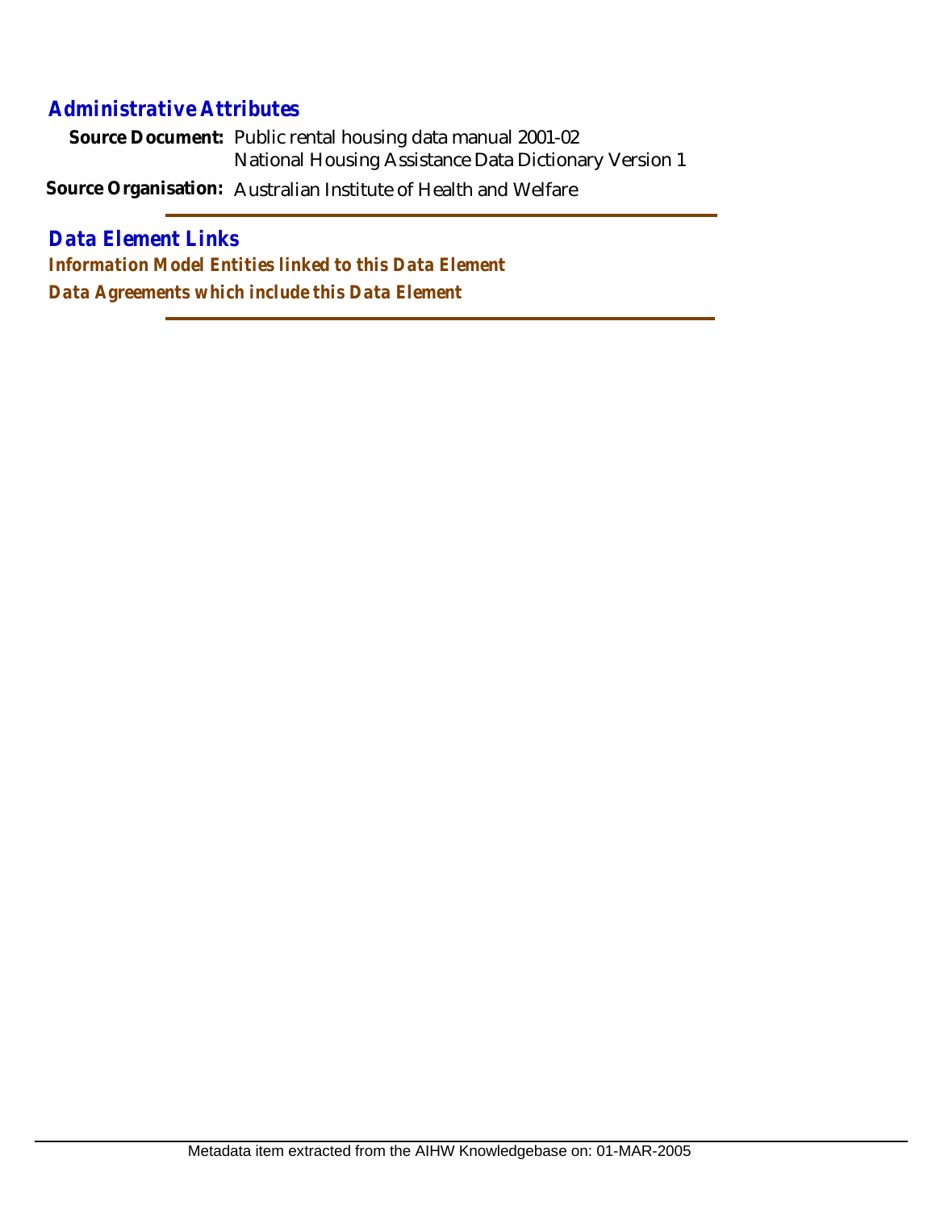## Administrative Attributes

**Source Document:** Public rental housing data manual 2001-02
National Housing Assistance Data Dictionary Version 1

**Source Organisation:** Australian Institute of Health and Welfare

## Data Element Links

***Information Model Entities linked to this Data Element***

***Data Agreements which include this Data Element***

Metadata item extracted from the AIHW Knowledgebase on: 01-MAR-2005